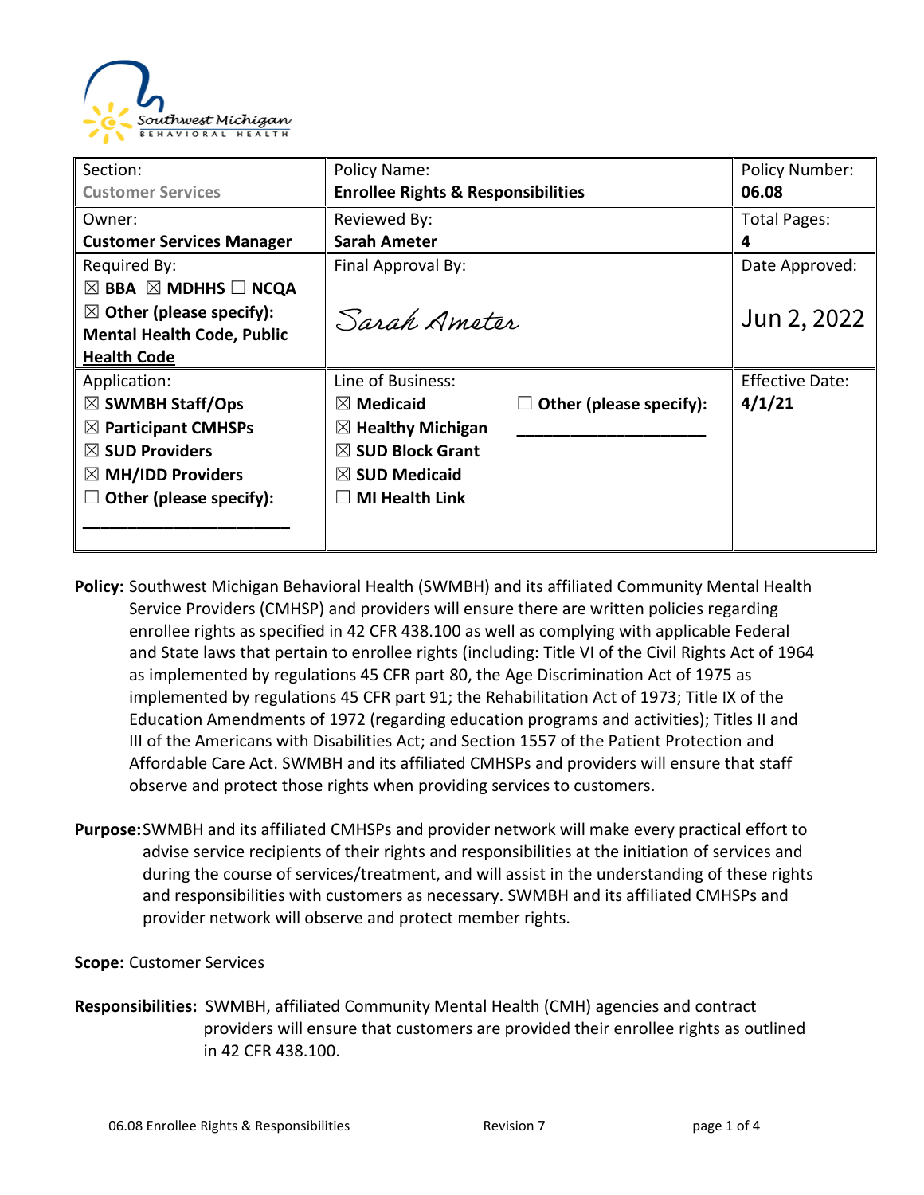| Section: Customer Services | Policy Name: **Enrollee Rights & Responsibilities** | | Policy Number: **06.08** |
|---|---|---|---|
| Owner: **Customer Services Manager** | Reviewed By: **Sarah Ameter** | | Total Pages: **4** |
| Required By: ☒ **BBA** ☒ **MDHHS** ☐ **NCQA** ☒ **Other (please specify):** **Mental Health Code, Public Health Code** | Final Approval By: Sarah Ameter | | Date Approved: Jun 2, 2022 |
| Application: ☒ **SWMBH Staff/Ops** ☒ **Participant CMHSPs** ☒ **SUD Providers** ☒ **MH/IDD Providers** ☐ **Other (please specify):** ____________________ | Line of Business: ☒ **Medicaid** ☒ **Healthy Michigan** ☒ **SUD Block Grant** ☒ **SUD Medicaid** ☐ **MI Health Link** | ☐ **Other (please specify):** ____________________ | Effective Date: **4/1/21** |

**Policy:** Southwest Michigan Behavioral Health (SWMBH) and its affiliated Community Mental Health Service Providers (CMHSP) and providers will ensure there are written policies regarding enrollee rights as specified in 42 CFR 438.100 as well as complying with applicable Federal and State laws that pertain to enrollee rights (including: Title VI of the Civil Rights Act of 1964 as implemented by regulations 45 CFR part 80, the Age Discrimination Act of 1975 as implemented by regulations 45 CFR part 91; the Rehabilitation Act of 1973; Title IX of the Education Amendments of 1972 (regarding education programs and activities); Titles II and III of the Americans with Disabilities Act; and Section 1557 of the Patient Protection and Affordable Care Act. SWMBH and its affiliated CMHSPs and providers will ensure that staff observe and protect those rights when providing services to customers.

**Purpose:** SWMBH and its affiliated CMHSPs and provider network will make every practical effort to advise service recipients of their rights and responsibilities at the initiation of services and during the course of services/treatment, and will assist in the understanding of these rights and responsibilities with customers as necessary. SWMBH and its affiliated CMHSPs and provider network will observe and protect member rights.

**Scope:** Customer Services

**Responsibilities:** SWMBH, affiliated Community Mental Health (CMH) agencies and contract providers will ensure that customers are provided their enrollee rights as outlined in 42 CFR 438.100.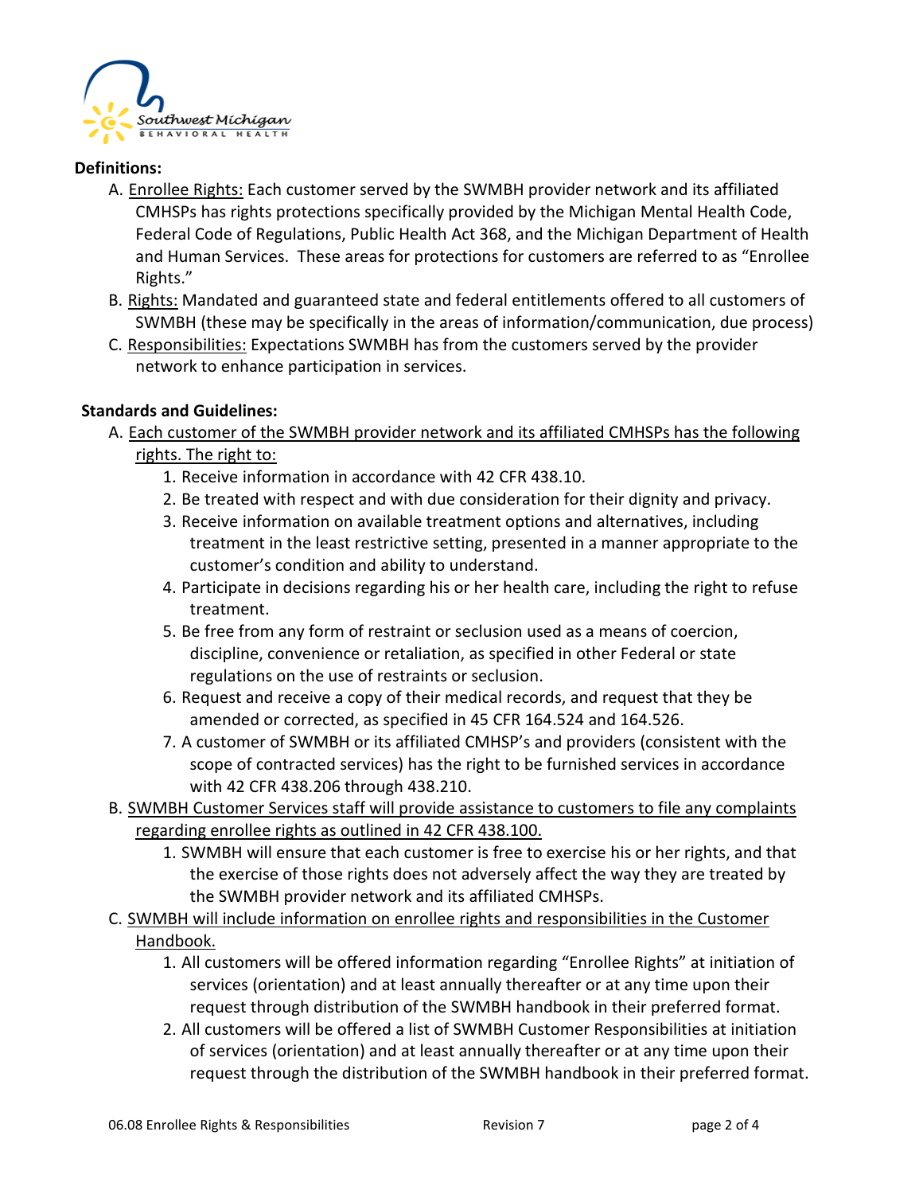**Definitions:**

A. Enrollee Rights: Each customer served by the SWMBH provider network and its affiliated CMHSPs has rights protections specifically provided by the Michigan Mental Health Code, Federal Code of Regulations, Public Health Act 368, and the Michigan Department of Health and Human Services. These areas for protections for customers are referred to as "Enrollee Rights."

B. Rights: Mandated and guaranteed state and federal entitlements offered to all customers of SWMBH (these may be specifically in the areas of information/communication, due process)

C. Responsibilities: Expectations SWMBH has from the customers served by the provider network to enhance participation in services.

**Standards and Guidelines:**

A. Each customer of the SWMBH provider network and its affiliated CMHSPs has the following rights. The right to:

  1. Receive information in accordance with 42 CFR 438.10.
  2. Be treated with respect and with due consideration for their dignity and privacy.
  3. Receive information on available treatment options and alternatives, including treatment in the least restrictive setting, presented in a manner appropriate to the customer's condition and ability to understand.
  4. Participate in decisions regarding his or her health care, including the right to refuse treatment.
  5. Be free from any form of restraint or seclusion used as a means of coercion, discipline, convenience or retaliation, as specified in other Federal or state regulations on the use of restraints or seclusion.
  6. Request and receive a copy of their medical records, and request that they be amended or corrected, as specified in 45 CFR 164.524 and 164.526.
  7. A customer of SWMBH or its affiliated CMHSP's and providers (consistent with the scope of contracted services) has the right to be furnished services in accordance with 42 CFR 438.206 through 438.210.

B. SWMBH Customer Services staff will provide assistance to customers to file any complaints regarding enrollee rights as outlined in 42 CFR 438.100.

  1. SWMBH will ensure that each customer is free to exercise his or her rights, and that the exercise of those rights does not adversely affect the way they are treated by the SWMBH provider network and its affiliated CMHSPs.

C. SWMBH will include information on enrollee rights and responsibilities in the Customer Handbook.

  1. All customers will be offered information regarding "Enrollee Rights" at initiation of services (orientation) and at least annually thereafter or at any time upon their request through distribution of the SWMBH handbook in their preferred format.
  2. All customers will be offered a list of SWMBH Customer Responsibilities at initiation of services (orientation) and at least annually thereafter or at any time upon their request through the distribution of the SWMBH handbook in their preferred format.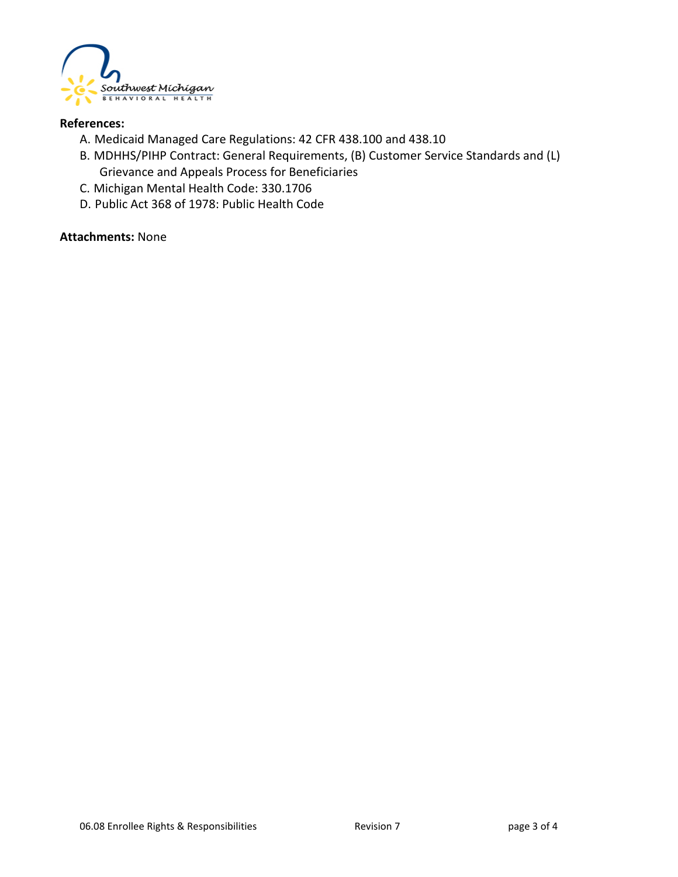**References:**

A. Medicaid Managed Care Regulations: 42 CFR 438.100 and 438.10
B. MDHHS/PIHP Contract: General Requirements, (B) Customer Service Standards and (L) Grievance and Appeals Process for Beneficiaries
C. Michigan Mental Health Code: 330.1706
D. Public Act 368 of 1978: Public Health Code

**Attachments:** None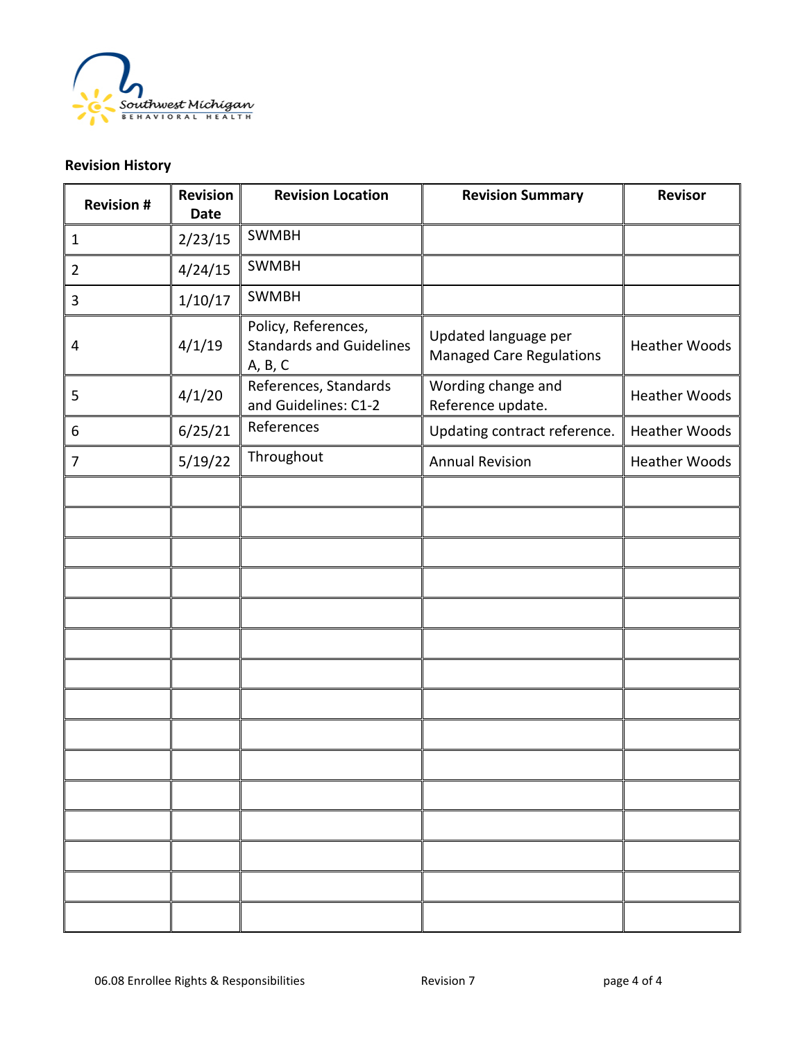**Revision History**

| Revision # | Revision Date | Revision Location | Revision Summary | Revisor |
|---|---|---|---|---|
| 1 | 2/23/15 | SWMBH | | |
| 2 | 4/24/15 | SWMBH | | |
| 3 | 1/10/17 | SWMBH | | |
| 4 | 4/1/19 | Policy, References, Standards and Guidelines A, B, C | Updated language per Managed Care Regulations | Heather Woods |
| 5 | 4/1/20 | References, Standards and Guidelines: C1-2 | Wording change and Reference update. | Heather Woods |
| 6 | 6/25/21 | References | Updating contract reference. | Heather Woods |
| 7 | 5/19/22 | Throughout | Annual Revision | Heather Woods |
| | | | | |
| | | | | |
| | | | | |
| | | | | |
| | | | | |
| | | | | |
| | | | | |
| | | | | |
| | | | | |
| | | | | |
| | | | | |
| | | | | |
| | | | | |
| | | | | |
| | | | | |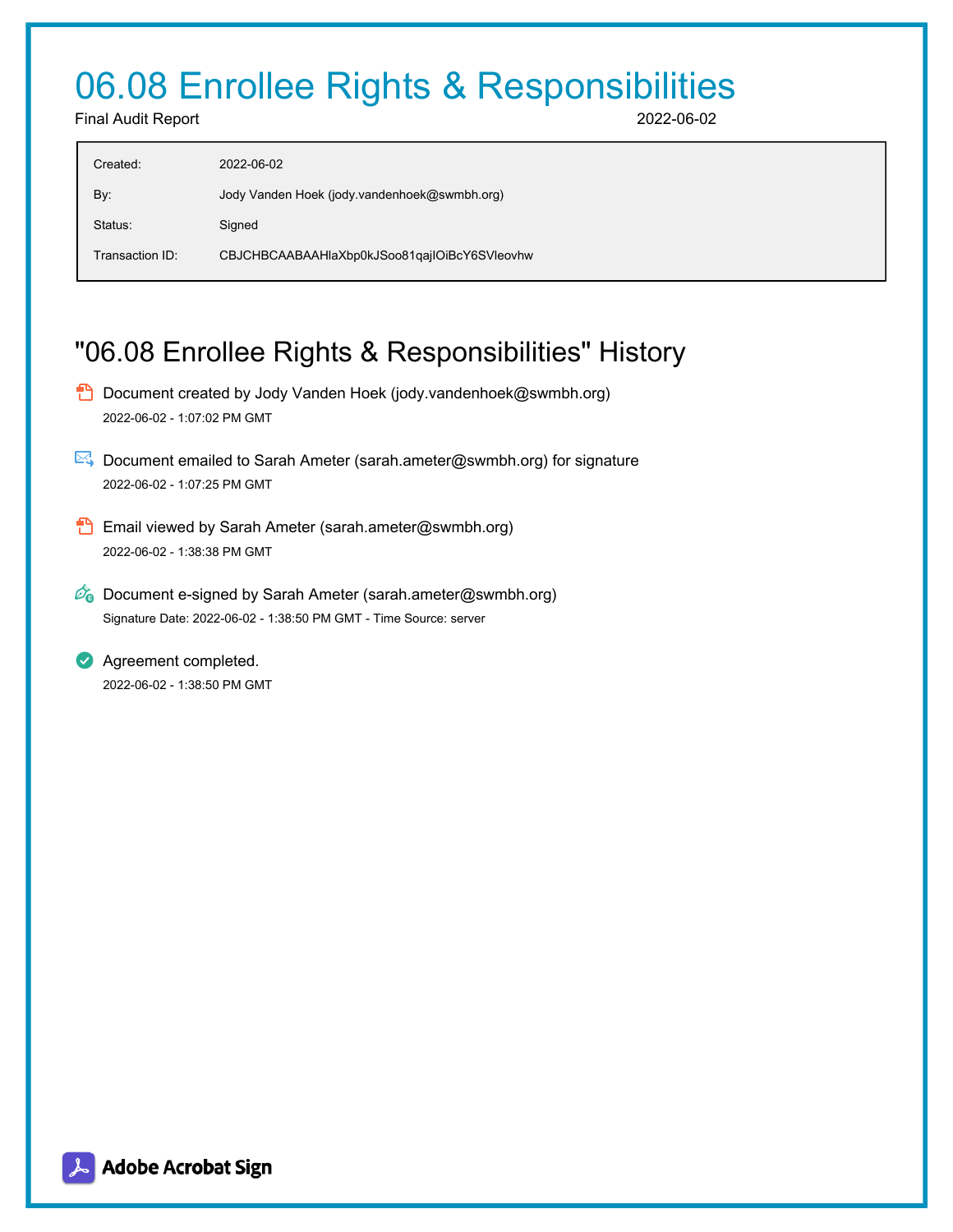# 06.08 Enrollee Rights & Responsibilities

Final Audit Report 2022-06-02

| | |
|---|---|
| Created: | 2022-06-02 |
| By: | Jody Vanden Hoek (jody.vandenhoek@swmbh.org) |
| Status: | Signed |
| Transaction ID: | CBJCHBCAABAAHlaXbp0kJSoo81qajIOiBcY6SVleovhw |

## "06.08 Enrollee Rights & Responsibilities" History

- Document created by Jody Vanden Hoek (jody.vandenhoek@swmbh.org)
  2022-06-02 - 1:07:02 PM GMT

- Document emailed to Sarah Ameter (sarah.ameter@swmbh.org) for signature
  2022-06-02 - 1:07:25 PM GMT

- Email viewed by Sarah Ameter (sarah.ameter@swmbh.org)
  2022-06-02 - 1:38:38 PM GMT

- Document e-signed by Sarah Ameter (sarah.ameter@swmbh.org)
  Signature Date: 2022-06-02 - 1:38:50 PM GMT - Time Source: server

- Agreement completed.
  2022-06-02 - 1:38:50 PM GMT

Adobe Acrobat Sign